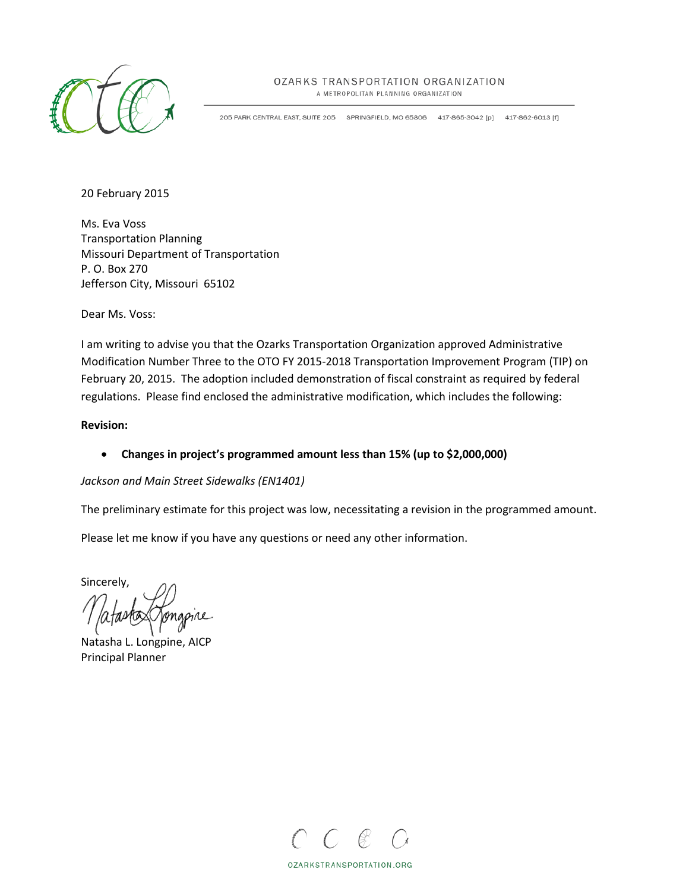OZARKS TRANSPORTATION ORGANIZATION
A METROPOLITAN PLANNING ORGANIZATION

205 PARK CENTRAL EAST, SUITE 205 SPRINGFIELD, MO 65806 417-865-3042 [p] 417-862-6013 [f]

20 February 2015

Ms. Eva Voss
Transportation Planning
Missouri Department of Transportation
P. O. Box 270
Jefferson City, Missouri 65102

Dear Ms. Voss:

I am writing to advise you that the Ozarks Transportation Organization approved Administrative Modification Number Three to the OTO FY 2015-2018 Transportation Improvement Program (TIP) on February 20, 2015. The adoption included demonstration of fiscal constraint as required by federal regulations. Please find enclosed the administrative modification, which includes the following:

**Revision:**

- **Changes in project's programmed amount less than 15% (up to $2,000,000)**

*Jackson and Main Street Sidewalks (EN1401)*

The preliminary estimate for this project was low, necessitating a revision in the programmed amount.

Please let me know if you have any questions or need any other information.

Sincerely,

Natasha L. Longpine, AICP
Principal Planner

OZARKSTRANSPORTATION.ORG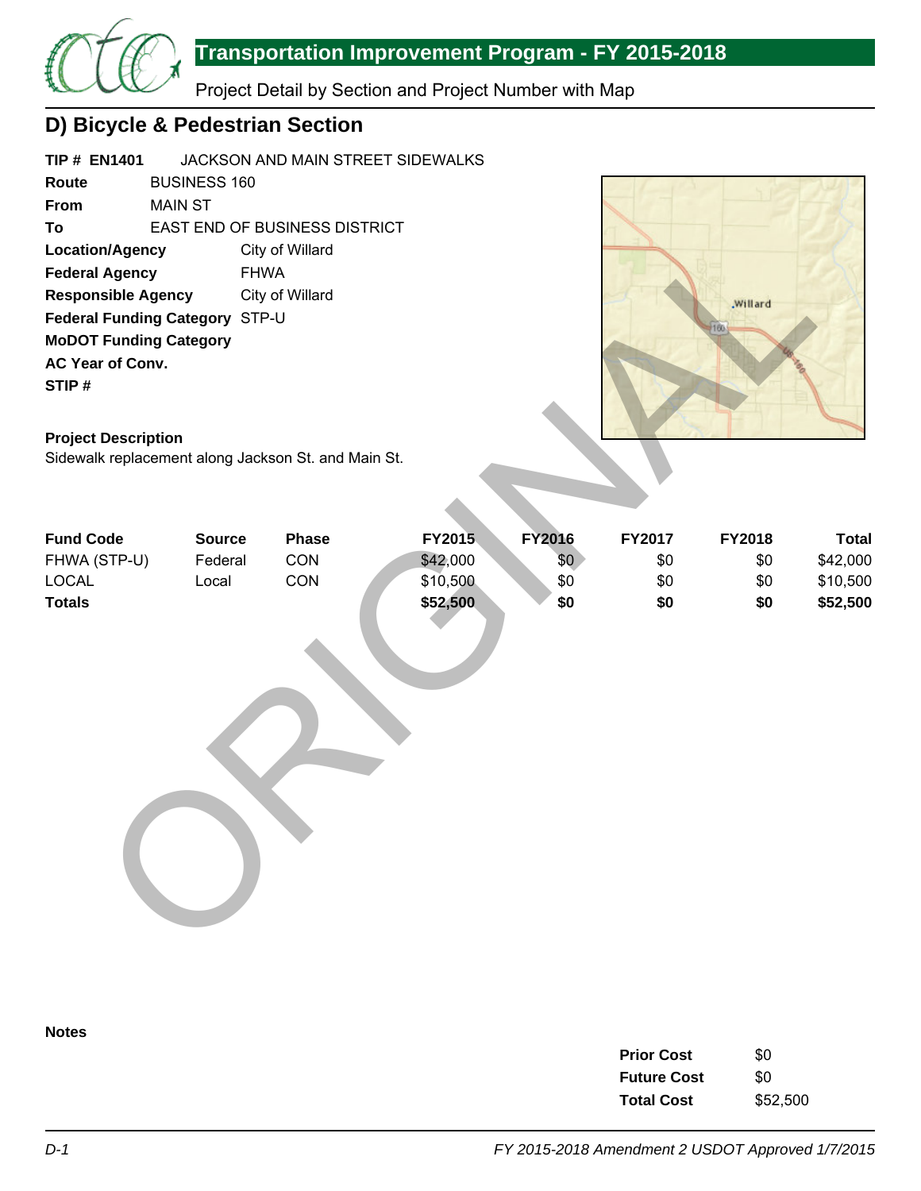## D) Bicycle & Pedestrian Section

**TIP # EN1401** JACKSON AND MAIN STREET SIDEWALKS

**Route** BUSINESS 160

**From** MAIN ST

**To** EAST END OF BUSINESS DISTRICT

**Location/Agency** City of Willard

**Federal Agency** FHWA

**Responsible Agency** City of Willard

**Federal Funding Category** STP-U

**MoDOT Funding Category**

**AC Year of Conv.**

**STIP #**

**Project Description**

Sidewalk replacement along Jackson St. and Main St.

| Fund Code | Source | Phase | FY2015 | FY2016 | FY2017 | FY2018 | Total |
|---|---|---|---|---|---|---|---|
| FHWA (STP-U) | Federal | CON | $42,000 | $0 | $0 | $0 | $42,000 |
| LOCAL | Local | CON | $10,500 | $0 | $0 | $0 | $10,500 |
| **Totals** | | | **$52,500** | **$0** | **$0** | **$0** | **$52,500** |

**Notes**

| | |
|---|---|
| **Prior Cost** | $0 |
| **Future Cost** | $0 |
| **Total Cost** | $52,500 |

ORIGINAL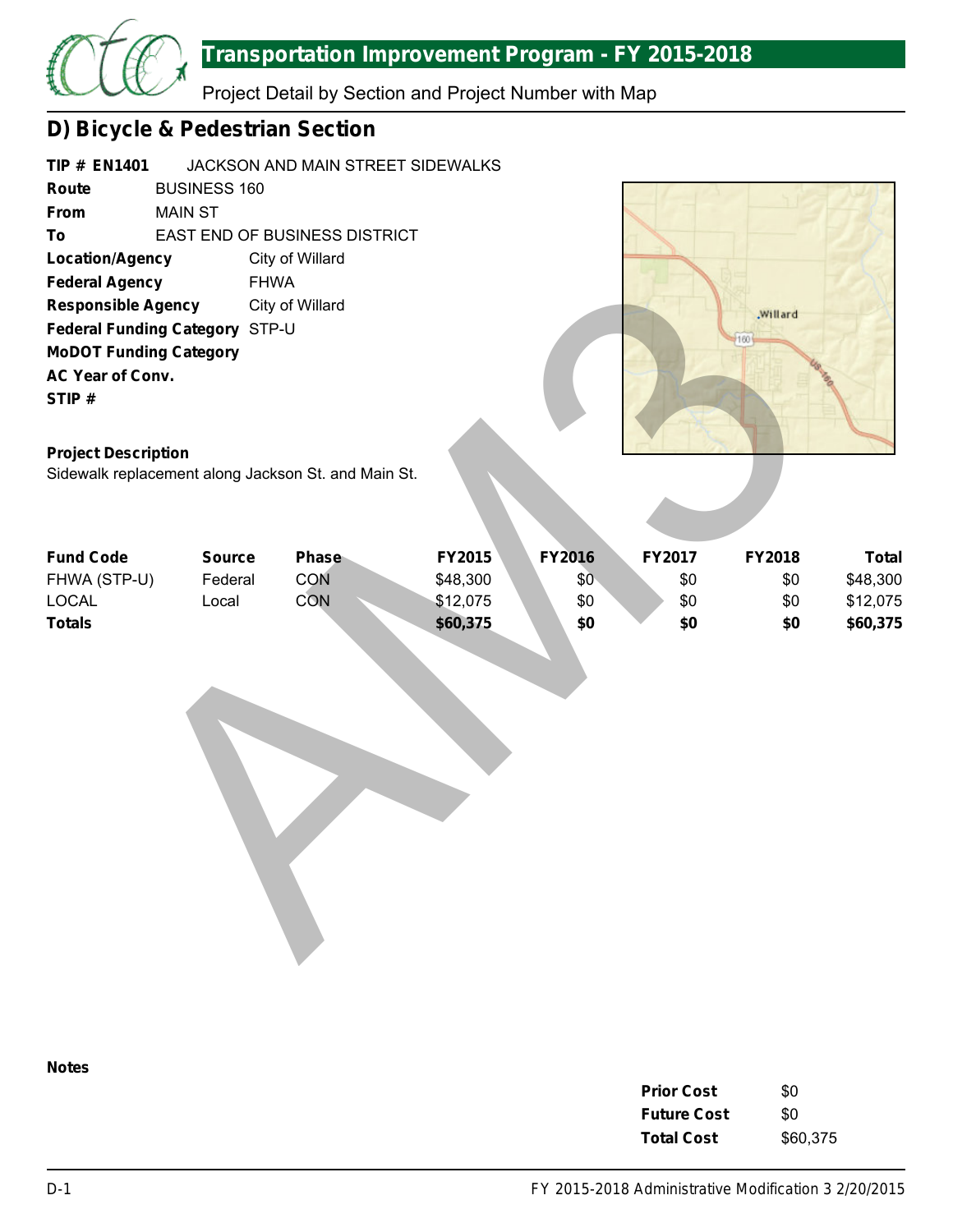# Transportation Improvement Program - FY 2015-2018

Project Detail by Section and Project Number with Map

## D) Bicycle & Pedestrian Section

**TIP # EN1401** JACKSON AND MAIN STREET SIDEWALKS

**Route** BUSINESS 160

**From** MAIN ST

**To** EAST END OF BUSINESS DISTRICT

**Location/Agency** City of Willard

**Federal Agency** FHWA

**Responsible Agency** City of Willard

**Federal Funding Category** STP-U

**MoDOT Funding Category**

**AC Year of Conv.**

**STIP #**

**Project Description**

Sidewalk replacement along Jackson St. and Main St.

| Fund Code | Source | Phase | FY2015 | FY2016 | FY2017 | FY2018 | Total |
|---|---|---|---|---|---|---|---|
| FHWA (STP-U) | Federal | CON | $48,300 | $0 | $0 | $0 | $48,300 |
| LOCAL | Local | CON | $12,075 | $0 | $0 | $0 | $12,075 |
| **Totals** | | | **$60,375** | **$0** | **$0** | **$0** | **$60,375** |

**Notes**

| | |
|---|---|
| **Prior Cost** | $0 |
| **Future Cost** | $0 |
| **Total Cost** | $60,375 |

FY 2015-2018 Administrative Modification 3 2/20/2015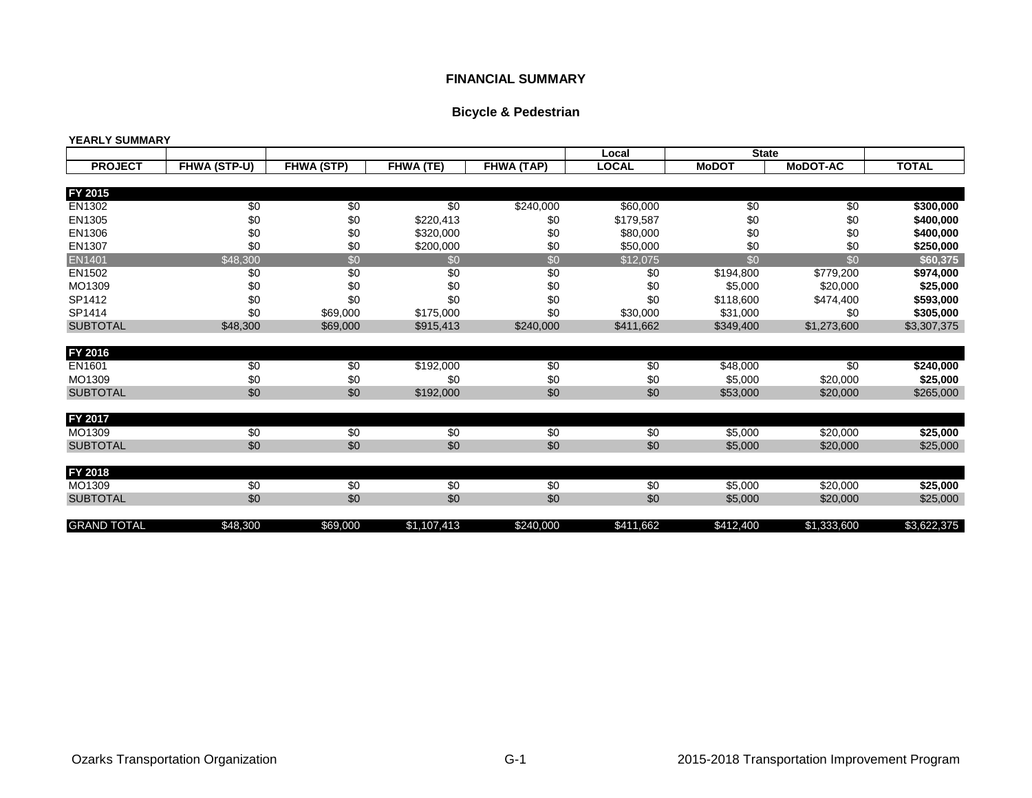# FINANCIAL SUMMARY

## Bicycle & Pedestrian

**YEARLY SUMMARY**

| | | | | | Local | State | | |
|---|---|---|---|---|---|---|---|---|
| **PROJECT** | **FHWA (STP-U)** | **FHWA (STP)** | **FHWA (TE)** | **FHWA (TAP)** | **LOCAL** | **MoDOT** | **MoDOT-AC** | **TOTAL** |
| **FY 2015** | | | | | | | | |
| EN1302 | $0 | $0 | $0 | $240,000 | $60,000 | $0 | $0 | **$300,000** |
| EN1305 | $0 | $0 | $220,413 | $0 | $179,587 | $0 | $0 | **$400,000** |
| EN1306 | $0 | $0 | $320,000 | $0 | $80,000 | $0 | $0 | **$400,000** |
| EN1307 | $0 | $0 | $200,000 | $0 | $50,000 | $0 | $0 | **$250,000** |
| EN1401 | $48,300 | $0 | $0 | $0 | $12,075 | $0 | $0 | **$60,375** |
| EN1502 | $0 | $0 | $0 | $0 | $0 | $194,800 | $779,200 | **$974,000** |
| MO1309 | $0 | $0 | $0 | $0 | $0 | $5,000 | $20,000 | **$25,000** |
| SP1412 | $0 | $0 | $0 | $0 | $0 | $118,600 | $474,400 | **$593,000** |
| SP1414 | $0 | $69,000 | $175,000 | $0 | $30,000 | $31,000 | $0 | **$305,000** |
| SUBTOTAL | $48,300 | $69,000 | $915,413 | $240,000 | $411,662 | $349,400 | $1,273,600 | $3,307,375 |
| **FY 2016** | | | | | | | | |
| EN1601 | $0 | $0 | $192,000 | $0 | $0 | $48,000 | $0 | **$240,000** |
| MO1309 | $0 | $0 | $0 | $0 | $0 | $5,000 | $20,000 | **$25,000** |
| SUBTOTAL | $0 | $0 | $192,000 | $0 | $0 | $53,000 | $20,000 | $265,000 |
| **FY 2017** | | | | | | | | |
| MO1309 | $0 | $0 | $0 | $0 | $0 | $5,000 | $20,000 | **$25,000** |
| SUBTOTAL | $0 | $0 | $0 | $0 | $0 | $5,000 | $20,000 | $25,000 |
| **FY 2018** | | | | | | | | |
| MO1309 | $0 | $0 | $0 | $0 | $0 | $5,000 | $20,000 | **$25,000** |
| SUBTOTAL | $0 | $0 | $0 | $0 | $0 | $5,000 | $20,000 | $25,000 |
| GRAND TOTAL | $48,300 | $69,000 | $1,107,413 | $240,000 | $411,662 | $412,400 | $1,333,600 | $3,622,375 |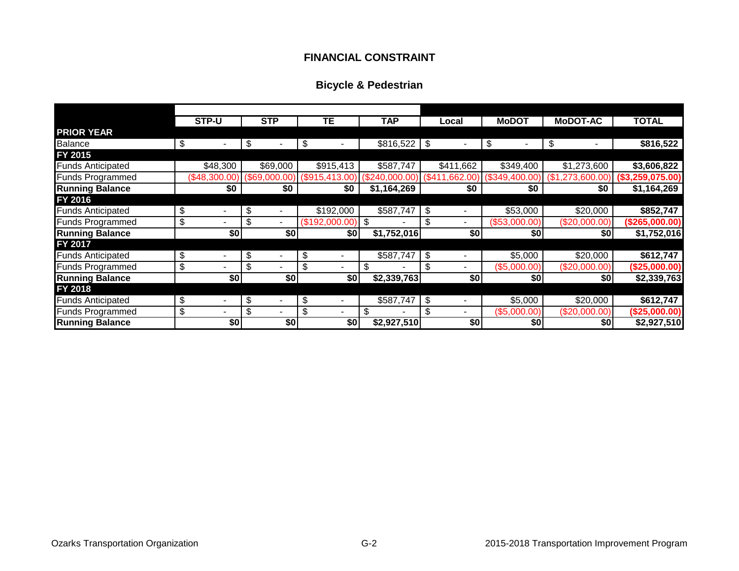## FINANCIAL CONSTRAINT

### Bicycle & Pedestrian

| | STP-U | STP | TE | TAP | Local | MoDOT | MoDOT-AC | TOTAL |
|---|---|---|---|---|---|---|---|---|
| **PRIOR YEAR** | | | | | | | | |
| Balance | $ - | $ - | $ - | $816,522 | $ - | $ - | $ - | **$816,522** |
| **FY 2015** | | | | | | | | |
| Funds Anticipated | $48,300 | $69,000 | $915,413 | $587,747 | $411,662 | $349,400 | $1,273,600 | **$3,606,822** |
| Funds Programmed | ($48,300.00) | ($69,000.00) | ($915,413.00) | ($240,000.00) | ($411,662.00) | ($349,400.00) | ($1,273,600.00) | **($3,259,075.00)** |
| **Running Balance** | **$0** | **$0** | **$0** | **$1,164,269** | **$0** | **$0** | **$0** | **$1,164,269** |
| **FY 2016** | | | | | | | | |
| Funds Anticipated | $ - | $ - | $192,000 | $587,747 | $ - | $53,000 | $20,000 | **$852,747** |
| Funds Programmed | $ - | $ - | ($192,000.00) | $ - | $ - | ($53,000.00) | ($20,000.00) | **($265,000.00)** |
| **Running Balance** | **$0** | **$0** | **$0** | **$1,752,016** | **$0** | **$0** | **$0** | **$1,752,016** |
| **FY 2017** | | | | | | | | |
| Funds Anticipated | $ - | $ - | $ - | $587,747 | $ - | $5,000 | $20,000 | **$612,747** |
| Funds Programmed | $ - | $ - | $ - | $ - | $ - | ($5,000.00) | ($20,000.00) | **($25,000.00)** |
| **Running Balance** | **$0** | **$0** | **$0** | **$2,339,763** | **$0** | **$0** | **$0** | **$2,339,763** |
| **FY 2018** | | | | | | | | |
| Funds Anticipated | $ - | $ - | $ - | $587,747 | $ - | $5,000 | $20,000 | **$612,747** |
| Funds Programmed | $ - | $ - | $ - | $ - | $ - | ($5,000.00) | ($20,000.00) | **($25,000.00)** |
| **Running Balance** | **$0** | **$0** | **$0** | **$2,927,510** | **$0** | **$0** | **$0** | **$2,927,510** |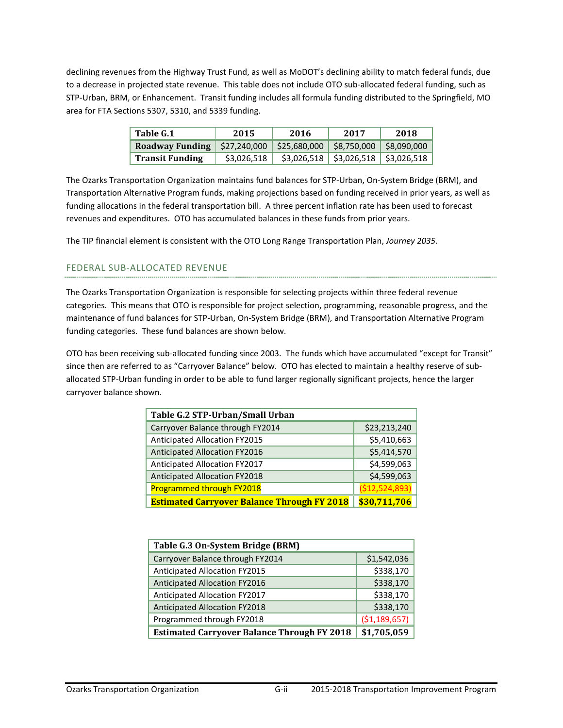declining revenues from the Highway Trust Fund, as well as MoDOT's declining ability to match federal funds, due to a decrease in projected state revenue. This table does not include OTO sub-allocated federal funding, such as STP-Urban, BRM, or Enhancement. Transit funding includes all formula funding distributed to the Springfield, MO area for FTA Sections 5307, 5310, and 5339 funding.

| Table G.1 | 2015 | 2016 | 2017 | 2018 |
|---|---|---|---|---|
| **Roadway Funding** | $27,240,000 | $25,680,000 | $8,750,000 | $8,090,000 |
| **Transit Funding** | $3,026,518 | $3,026,518 | $3,026,518 | $3,026,518 |

The Ozarks Transportation Organization maintains fund balances for STP-Urban, On-System Bridge (BRM), and Transportation Alternative Program funds, making projections based on funding received in prior years, as well as funding allocations in the federal transportation bill. A three percent inflation rate has been used to forecast revenues and expenditures. OTO has accumulated balances in these funds from prior years.

The TIP financial element is consistent with the OTO Long Range Transportation Plan, *Journey 2035*.

## FEDERAL SUB-ALLOCATED REVENUE

The Ozarks Transportation Organization is responsible for selecting projects within three federal revenue categories. This means that OTO is responsible for project selection, programming, reasonable progress, and the maintenance of fund balances for STP-Urban, On-System Bridge (BRM), and Transportation Alternative Program funding categories. These fund balances are shown below.

OTO has been receiving sub-allocated funding since 2003. The funds which have accumulated "except for Transit" since then are referred to as "Carryover Balance" below. OTO has elected to maintain a healthy reserve of sub-allocated STP-Urban funding in order to be able to fund larger regionally significant projects, hence the larger carryover balance shown.

| Table G.2 STP-Urban/Small Urban | |
|---|---|
| Carryover Balance through FY2014 | $23,213,240 |
| Anticipated Allocation FY2015 | $5,410,663 |
| Anticipated Allocation FY2016 | $5,414,570 |
| Anticipated Allocation FY2017 | $4,599,063 |
| Anticipated Allocation FY2018 | $4,599,063 |
| Programmed through FY2018 | ($12,524,893) |
| **Estimated Carryover Balance Through FY 2018** | **$30,711,706** |

| Table G.3 On-System Bridge (BRM) | |
|---|---|
| Carryover Balance through FY2014 | $1,542,036 |
| Anticipated Allocation FY2015 | $338,170 |
| Anticipated Allocation FY2016 | $338,170 |
| Anticipated Allocation FY2017 | $338,170 |
| Anticipated Allocation FY2018 | $338,170 |
| Programmed through FY2018 | ($1,189,657) |
| **Estimated Carryover Balance Through FY 2018** | **$1,705,059** |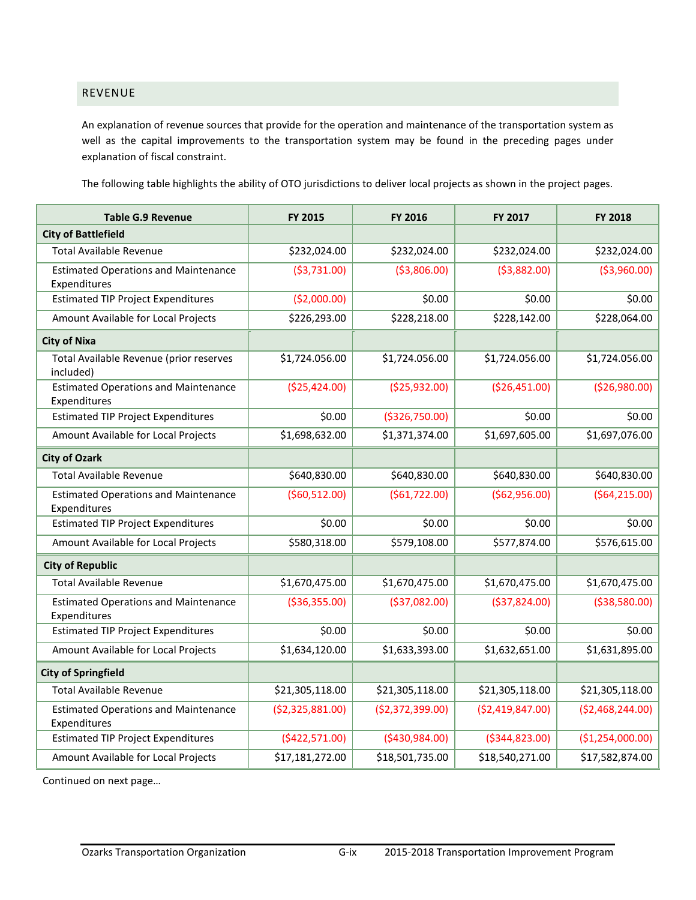## REVENUE

An explanation of revenue sources that provide for the operation and maintenance of the transportation system as well as the capital improvements to the transportation system may be found in the preceding pages under explanation of fiscal constraint.

The following table highlights the ability of OTO jurisdictions to deliver local projects as shown in the project pages.

| Table G.9 Revenue | FY 2015 | FY 2016 | FY 2017 | FY 2018 |
|---|---|---|---|---|
| **City of Battlefield** | | | | |
| Total Available Revenue | $232,024.00 | $232,024.00 | $232,024.00 | $232,024.00 |
| Estimated Operations and Maintenance Expenditures | ($3,731.00) | ($3,806.00) | ($3,882.00) | ($3,960.00) |
| Estimated TIP Project Expenditures | ($2,000.00) | $0.00 | $0.00 | $0.00 |
| Amount Available for Local Projects | $226,293.00 | $228,218.00 | $228,142.00 | $228,064.00 |
| **City of Nixa** | | | | |
| Total Available Revenue (prior reserves included) | $1,724.056.00 | $1,724.056.00 | $1,724.056.00 | $1,724.056.00 |
| Estimated Operations and Maintenance Expenditures | ($25,424.00) | ($25,932.00) | ($26,451.00) | ($26,980.00) |
| Estimated TIP Project Expenditures | $0.00 | ($326,750.00) | $0.00 | $0.00 |
| Amount Available for Local Projects | $1,698,632.00 | $1,371,374.00 | $1,697,605.00 | $1,697,076.00 |
| **City of Ozark** | | | | |
| Total Available Revenue | $640,830.00 | $640,830.00 | $640,830.00 | $640,830.00 |
| Estimated Operations and Maintenance Expenditures | ($60,512.00) | ($61,722.00) | ($62,956.00) | ($64,215.00) |
| Estimated TIP Project Expenditures | $0.00 | $0.00 | $0.00 | $0.00 |
| Amount Available for Local Projects | $580,318.00 | $579,108.00 | $577,874.00 | $576,615.00 |
| **City of Republic** | | | | |
| Total Available Revenue | $1,670,475.00 | $1,670,475.00 | $1,670,475.00 | $1,670,475.00 |
| Estimated Operations and Maintenance Expenditures | ($36,355.00) | ($37,082.00) | ($37,824.00) | ($38,580.00) |
| Estimated TIP Project Expenditures | $0.00 | $0.00 | $0.00 | $0.00 |
| Amount Available for Local Projects | $1,634,120.00 | $1,633,393.00 | $1,632,651.00 | $1,631,895.00 |
| **City of Springfield** | | | | |
| Total Available Revenue | $21,305,118.00 | $21,305,118.00 | $21,305,118.00 | $21,305,118.00 |
| Estimated Operations and Maintenance Expenditures | ($2,325,881.00) | ($2,372,399.00) | ($2,419,847.00) | ($2,468,244.00) |
| Estimated TIP Project Expenditures | ($422,571.00) | ($430,984.00) | ($344,823.00) | ($1,254,000.00) |
| Amount Available for Local Projects | $17,181,272.00 | $18,501,735.00 | $18,540,271.00 | $17,582,874.00 |

Continued on next page…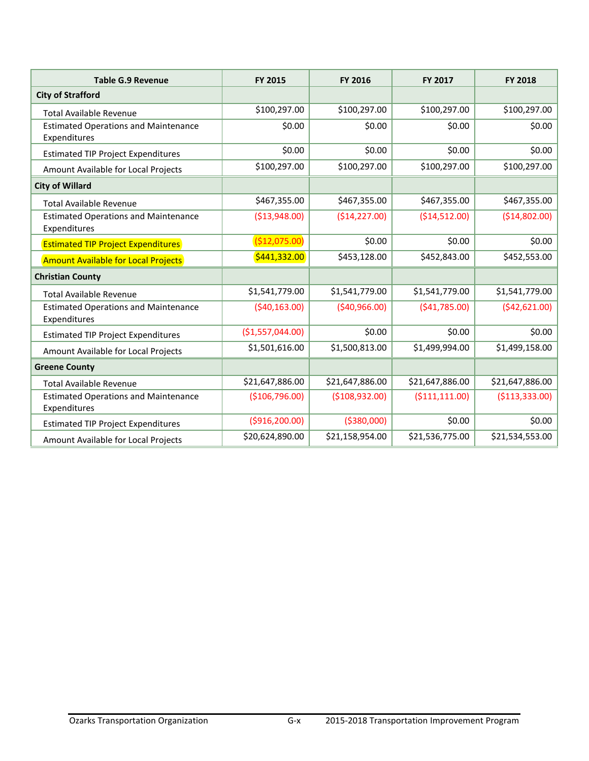| Table G.9 Revenue | FY 2015 | FY 2016 | FY 2017 | FY 2018 |
| --- | --- | --- | --- | --- |
| **City of Strafford** | | | | |
| Total Available Revenue | $100,297.00 | $100,297.00 | $100,297.00 | $100,297.00 |
| Estimated Operations and Maintenance Expenditures | $0.00 | $0.00 | $0.00 | $0.00 |
| Estimated TIP Project Expenditures | $0.00 | $0.00 | $0.00 | $0.00 |
| Amount Available for Local Projects | $100,297.00 | $100,297.00 | $100,297.00 | $100,297.00 |
| **City of Willard** | | | | |
| Total Available Revenue | $467,355.00 | $467,355.00 | $467,355.00 | $467,355.00 |
| Estimated Operations and Maintenance Expenditures | ($13,948.00) | ($14,227.00) | ($14,512.00) | ($14,802.00) |
| Estimated TIP Project Expenditures | ($12,075.00) | $0.00 | $0.00 | $0.00 |
| Amount Available for Local Projects | $441,332.00 | $453,128.00 | $452,843.00 | $452,553.00 |
| **Christian County** | | | | |
| Total Available Revenue | $1,541,779.00 | $1,541,779.00 | $1,541,779.00 | $1,541,779.00 |
| Estimated Operations and Maintenance Expenditures | ($40,163.00) | ($40,966.00) | ($41,785.00) | ($42,621.00) |
| Estimated TIP Project Expenditures | ($1,557,044.00) | $0.00 | $0.00 | $0.00 |
| Amount Available for Local Projects | $1,501,616.00 | $1,500,813.00 | $1,499,994.00 | $1,499,158.00 |
| **Greene County** | | | | |
| Total Available Revenue | $21,647,886.00 | $21,647,886.00 | $21,647,886.00 | $21,647,886.00 |
| Estimated Operations and Maintenance Expenditures | ($106,796.00) | ($108,932.00) | ($111,111.00) | ($113,333.00) |
| Estimated TIP Project Expenditures | ($916,200.00) | ($380,000) | $0.00 | $0.00 |
| Amount Available for Local Projects | $20,624,890.00 | $21,158,954.00 | $21,536,775.00 | $21,534,553.00 |